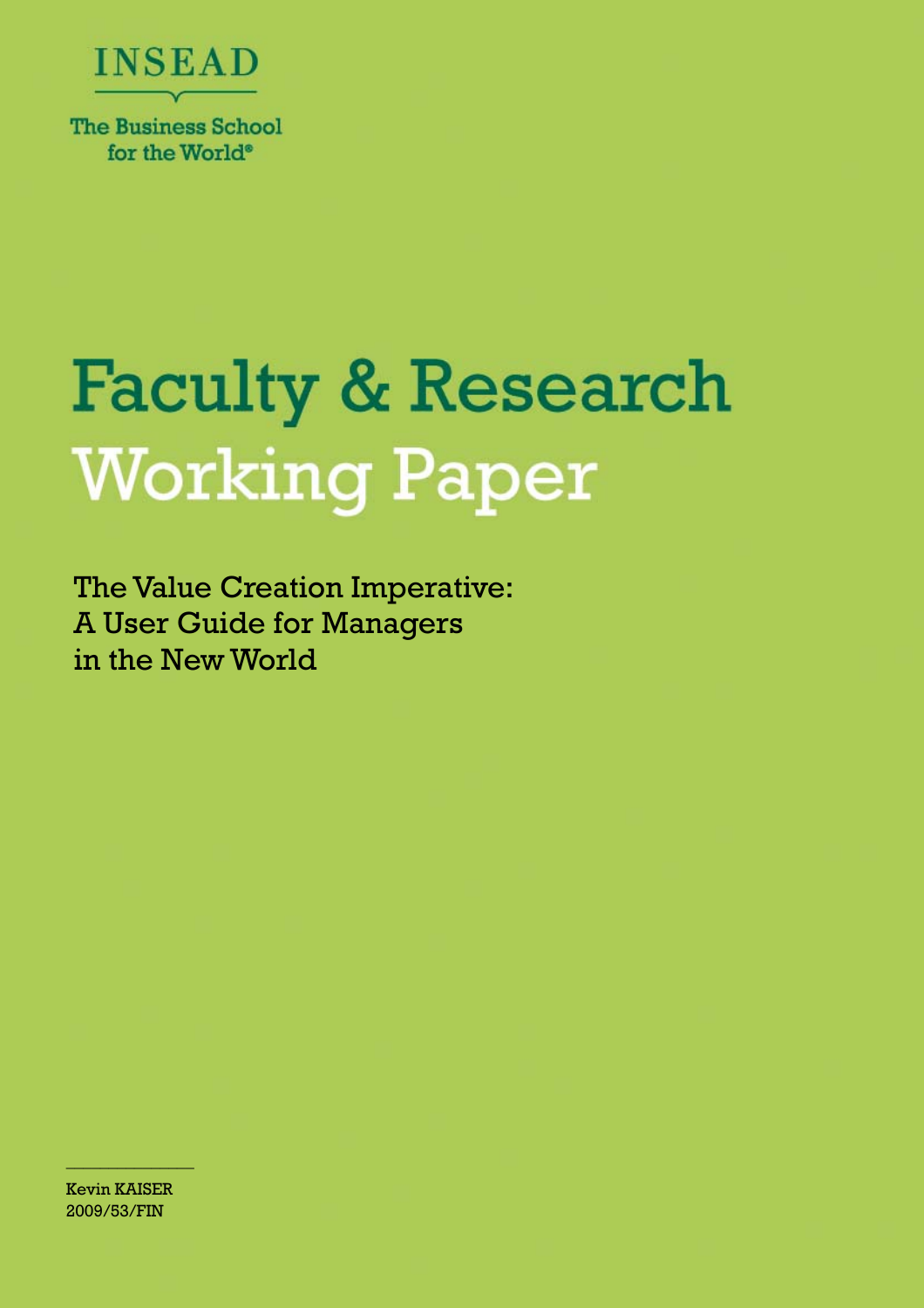INSEAD

The Business School for the World®

# Faculty & Research Working Paper

## The Value Creation Imperative: A User Guide for Managers in the New World

Kevin KAISER
2009/53/FIN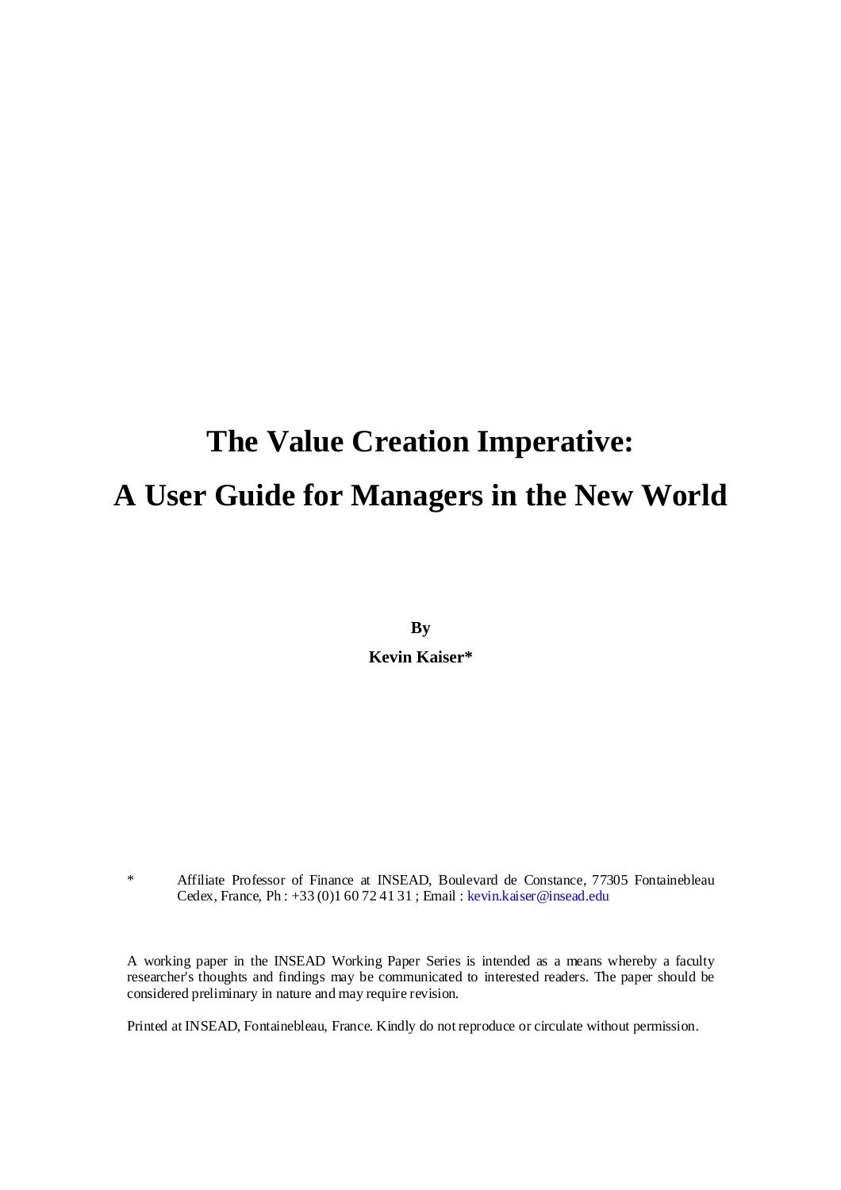# The Value Creation Imperative:
# A User Guide for Managers in the New World

**By**

**Kevin Kaiser***

\* Affiliate Professor of Finance at INSEAD, Boulevard de Constance, 77305 Fontainebleau Cedex, France, Ph : +33 (0)1 60 72 41 31 ; Email : kevin.kaiser@insead.edu

A working paper in the INSEAD Working Paper Series is intended as a means whereby a faculty researcher's thoughts and findings may be communicated to interested readers. The paper should be considered preliminary in nature and may require revision.

Printed at INSEAD, Fontainebleau, France. Kindly do not reproduce or circulate without permission.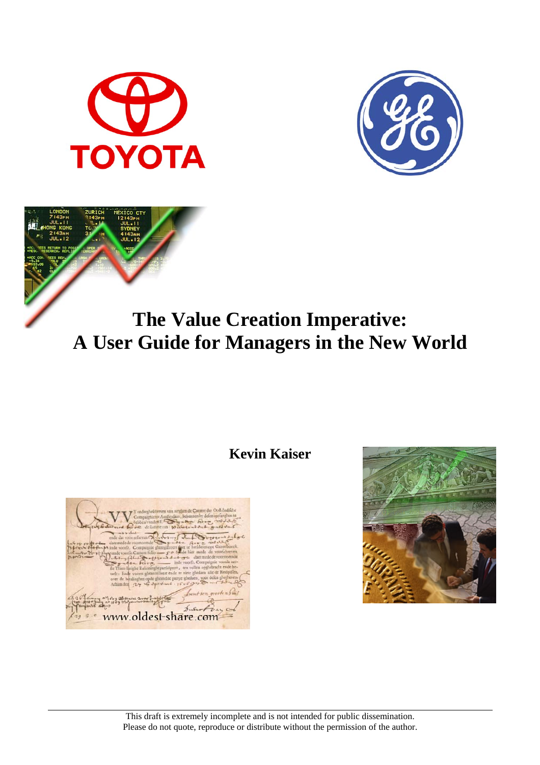# The Value Creation Imperative:
# A User Guide for Managers in the New World

**Kevin Kaiser**

This draft is extremely incomplete and is not intended for public dissemination.
Please do not quote, reproduce or distribute without the permission of the author.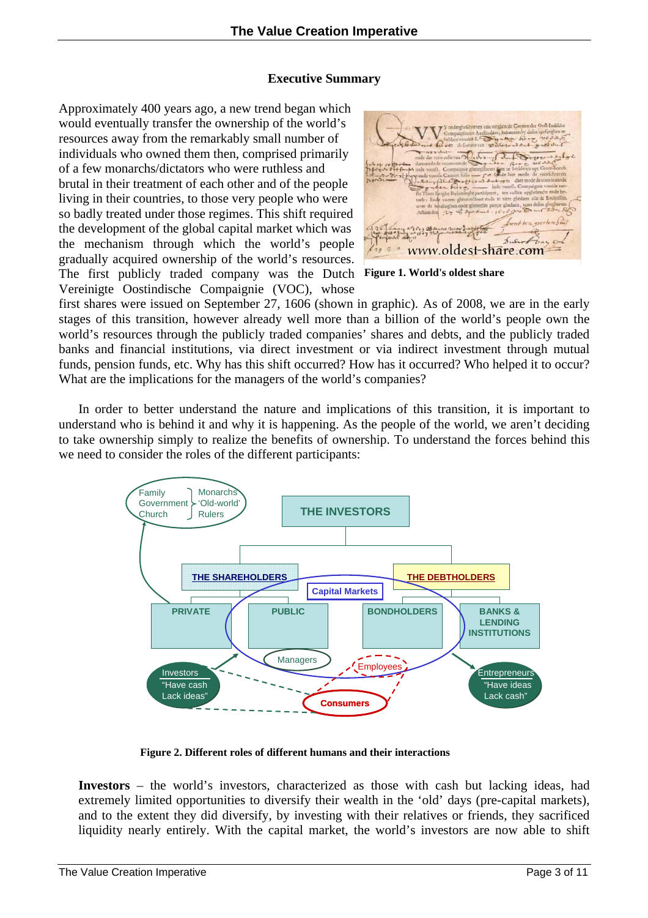### Executive Summary

Approximately 400 years ago, a new trend began which would eventually transfer the ownership of the world's resources away from the remarkably small number of individuals who owned them then, comprised primarily of a few monarchs/dictators who were ruthless and brutal in their treatment of each other and of the people living in their countries, to those very people who were so badly treated under those regimes. This shift required the development of the global capital market which was the mechanism through which the world's people gradually acquired ownership of the world's resources. The first publicly traded company was the Dutch Vereinigte Oostindische Compaignie (VOC), whose first shares were issued on September 27, 1606 (shown in graphic). As of 2008, we are in the early stages of this transition, however already well more than a billion of the world's people own the world's resources through the publicly traded companies' shares and debts, and the publicly traded banks and financial institutions, via direct investment or via indirect investment through mutual funds, pension funds, etc. Why has this shift occurred? How has it occurred? Who helped it to occur? What are the implications for the managers of the world's companies?

**Figure 1. World's oldest share**

In order to better understand the nature and implications of this transition, it is important to understand who is behind it and why it is happening. As the people of the world, we aren't deciding to take ownership simply to realize the benefits of ownership. To understand the forces behind this we need to consider the roles of the different participants:

**Figure 2. Different roles of different humans and their interactions**

**Investors** – the world's investors, characterized as those with cash but lacking ideas, had extremely limited opportunities to diversify their wealth in the 'old' days (pre-capital markets), and to the extent they did diversify, by investing with their relatives or friends, they sacrificed liquidity nearly entirely. With the capital market, the world's investors are now able to shift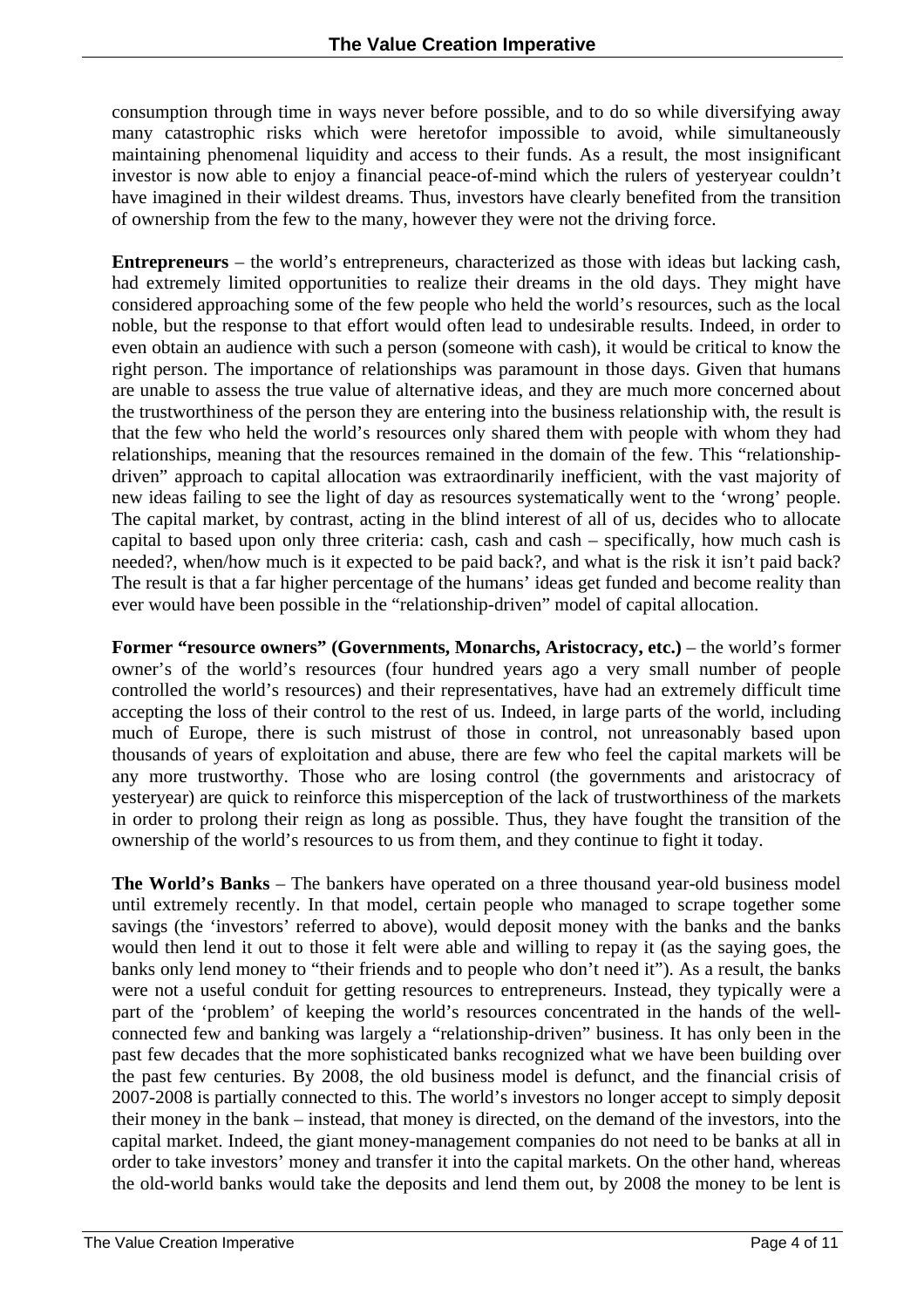consumption through time in ways never before possible, and to do so while diversifying away many catastrophic risks which were heretofor impossible to avoid, while simultaneously maintaining phenomenal liquidity and access to their funds. As a result, the most insignificant investor is now able to enjoy a financial peace-of-mind which the rulers of yesteryear couldn't have imagined in their wildest dreams. Thus, investors have clearly benefited from the transition of ownership from the few to the many, however they were not the driving force.

**Entrepreneurs** – the world's entrepreneurs, characterized as those with ideas but lacking cash, had extremely limited opportunities to realize their dreams in the old days. They might have considered approaching some of the few people who held the world's resources, such as the local noble, but the response to that effort would often lead to undesirable results. Indeed, in order to even obtain an audience with such a person (someone with cash), it would be critical to know the right person. The importance of relationships was paramount in those days. Given that humans are unable to assess the true value of alternative ideas, and they are much more concerned about the trustworthiness of the person they are entering into the business relationship with, the result is that the few who held the world's resources only shared them with people with whom they had relationships, meaning that the resources remained in the domain of the few. This "relationship-driven" approach to capital allocation was extraordinarily inefficient, with the vast majority of new ideas failing to see the light of day as resources systematically went to the 'wrong' people. The capital market, by contrast, acting in the blind interest of all of us, decides who to allocate capital to based upon only three criteria: cash, cash and cash – specifically, how much cash is needed?, when/how much is it expected to be paid back?, and what is the risk it isn't paid back? The result is that a far higher percentage of the humans' ideas get funded and become reality than ever would have been possible in the "relationship-driven" model of capital allocation.

**Former "resource owners" (Governments, Monarchs, Aristocracy, etc.)** – the world's former owner's of the world's resources (four hundred years ago a very small number of people controlled the world's resources) and their representatives, have had an extremely difficult time accepting the loss of their control to the rest of us. Indeed, in large parts of the world, including much of Europe, there is such mistrust of those in control, not unreasonably based upon thousands of years of exploitation and abuse, there are few who feel the capital markets will be any more trustworthy. Those who are losing control (the governments and aristocracy of yesteryear) are quick to reinforce this misperception of the lack of trustworthiness of the markets in order to prolong their reign as long as possible. Thus, they have fought the transition of the ownership of the world's resources to us from them, and they continue to fight it today.

**The World's Banks** – The bankers have operated on a three thousand year-old business model until extremely recently. In that model, certain people who managed to scrape together some savings (the 'investors' referred to above), would deposit money with the banks and the banks would then lend it out to those it felt were able and willing to repay it (as the saying goes, the banks only lend money to "their friends and to people who don't need it"). As a result, the banks were not a useful conduit for getting resources to entrepreneurs. Instead, they typically were a part of the 'problem' of keeping the world's resources concentrated in the hands of the well-connected few and banking was largely a "relationship-driven" business. It has only been in the past few decades that the more sophisticated banks recognized what we have been building over the past few centuries. By 2008, the old business model is defunct, and the financial crisis of 2007-2008 is partially connected to this. The world's investors no longer accept to simply deposit their money in the bank – instead, that money is directed, on the demand of the investors, into the capital market. Indeed, the giant money-management companies do not need to be banks at all in order to take investors' money and transfer it into the capital markets. On the other hand, whereas the old-world banks would take the deposits and lend them out, by 2008 the money to be lent is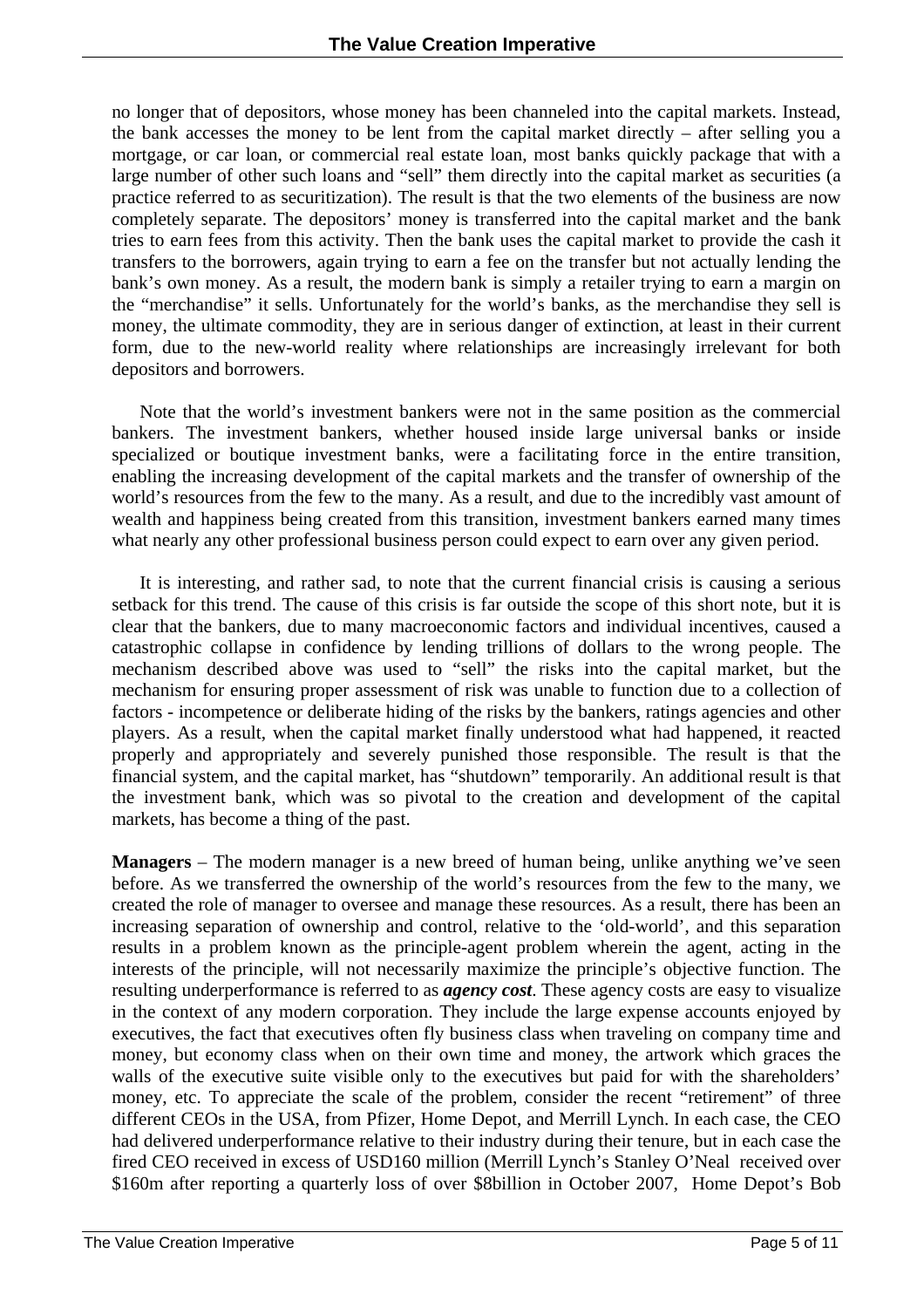no longer that of depositors, whose money has been channeled into the capital markets. Instead, the bank accesses the money to be lent from the capital market directly – after selling you a mortgage, or car loan, or commercial real estate loan, most banks quickly package that with a large number of other such loans and "sell" them directly into the capital market as securities (a practice referred to as securitization). The result is that the two elements of the business are now completely separate. The depositors' money is transferred into the capital market and the bank tries to earn fees from this activity. Then the bank uses the capital market to provide the cash it transfers to the borrowers, again trying to earn a fee on the transfer but not actually lending the bank's own money. As a result, the modern bank is simply a retailer trying to earn a margin on the "merchandise" it sells. Unfortunately for the world's banks, as the merchandise they sell is money, the ultimate commodity, they are in serious danger of extinction, at least in their current form, due to the new-world reality where relationships are increasingly irrelevant for both depositors and borrowers.

Note that the world's investment bankers were not in the same position as the commercial bankers. The investment bankers, whether housed inside large universal banks or inside specialized or boutique investment banks, were a facilitating force in the entire transition, enabling the increasing development of the capital markets and the transfer of ownership of the world's resources from the few to the many. As a result, and due to the incredibly vast amount of wealth and happiness being created from this transition, investment bankers earned many times what nearly any other professional business person could expect to earn over any given period.

It is interesting, and rather sad, to note that the current financial crisis is causing a serious setback for this trend. The cause of this crisis is far outside the scope of this short note, but it is clear that the bankers, due to many macroeconomic factors and individual incentives, caused a catastrophic collapse in confidence by lending trillions of dollars to the wrong people. The mechanism described above was used to "sell" the risks into the capital market, but the mechanism for ensuring proper assessment of risk was unable to function due to a collection of factors - incompetence or deliberate hiding of the risks by the bankers, ratings agencies and other players. As a result, when the capital market finally understood what had happened, it reacted properly and appropriately and severely punished those responsible. The result is that the financial system, and the capital market, has "shutdown" temporarily. An additional result is that the investment bank, which was so pivotal to the creation and development of the capital markets, has become a thing of the past.

**Managers** – The modern manager is a new breed of human being, unlike anything we've seen before. As we transferred the ownership of the world's resources from the few to the many, we created the role of manager to oversee and manage these resources. As a result, there has been an increasing separation of ownership and control, relative to the 'old-world', and this separation results in a problem known as the principle-agent problem wherein the agent, acting in the interests of the principle, will not necessarily maximize the principle's objective function. The resulting underperformance is referred to as ***agency cost***. These agency costs are easy to visualize in the context of any modern corporation. They include the large expense accounts enjoyed by executives, the fact that executives often fly business class when traveling on company time and money, but economy class when on their own time and money, the artwork which graces the walls of the executive suite visible only to the executives but paid for with the shareholders' money, etc. To appreciate the scale of the problem, consider the recent "retirement" of three different CEOs in the USA, from Pfizer, Home Depot, and Merrill Lynch. In each case, the CEO had delivered underperformance relative to their industry during their tenure, but in each case the fired CEO received in excess of USD160 million (Merrill Lynch's Stanley O'Neal received over \$160m after reporting a quarterly loss of over \$8billion in October 2007, Home Depot's Bob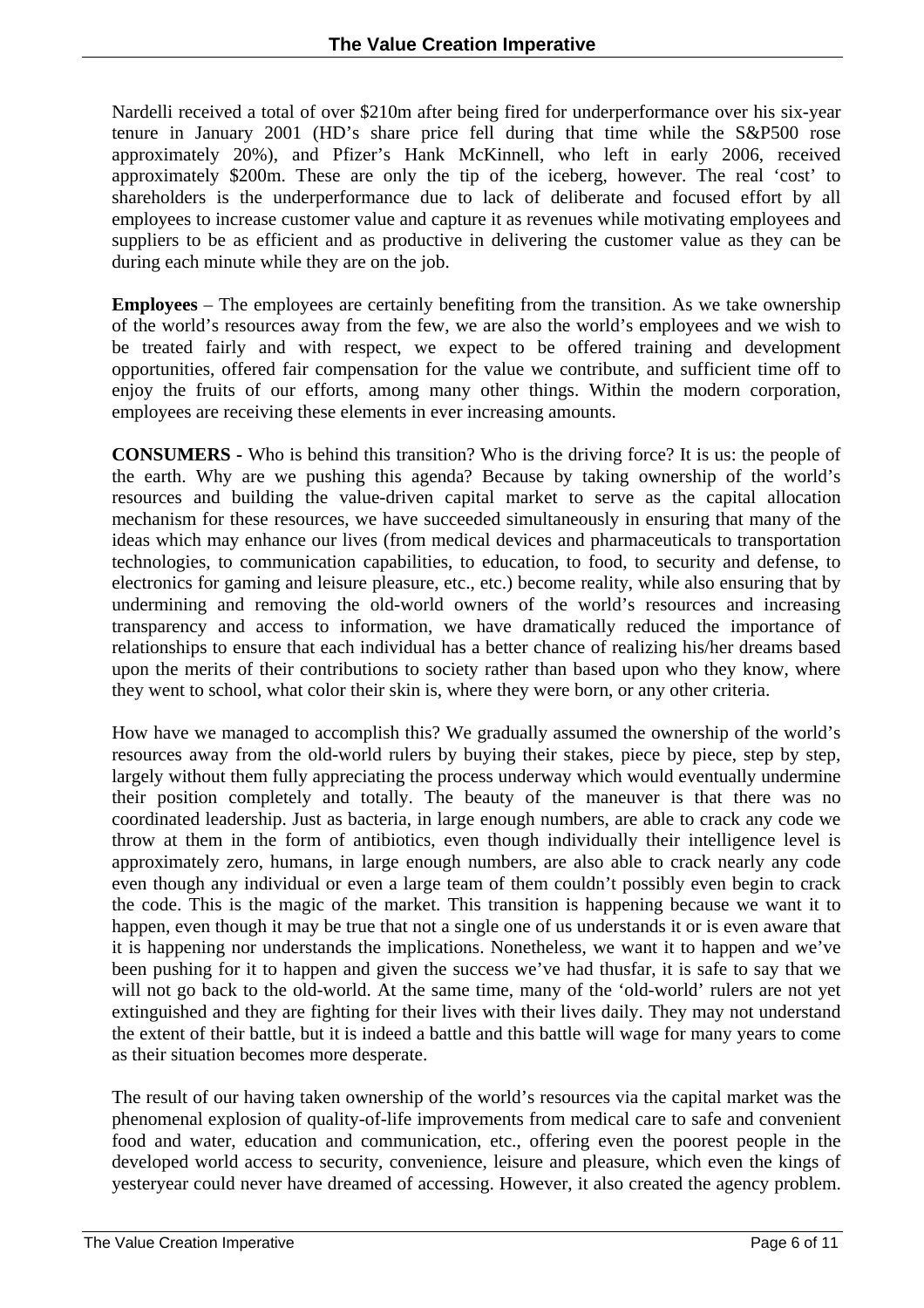Nardelli received a total of over $210m after being fired for underperformance over his six-year tenure in January 2001 (HD's share price fell during that time while the S&P500 rose approximately 20%), and Pfizer's Hank McKinnell, who left in early 2006, received approximately $200m. These are only the tip of the iceberg, however. The real 'cost' to shareholders is the underperformance due to lack of deliberate and focused effort by all employees to increase customer value and capture it as revenues while motivating employees and suppliers to be as efficient and as productive in delivering the customer value as they can be during each minute while they are on the job.

**Employees** – The employees are certainly benefiting from the transition. As we take ownership of the world's resources away from the few, we are also the world's employees and we wish to be treated fairly and with respect, we expect to be offered training and development opportunities, offered fair compensation for the value we contribute, and sufficient time off to enjoy the fruits of our efforts, among many other things. Within the modern corporation, employees are receiving these elements in ever increasing amounts.

**CONSUMERS -** Who is behind this transition? Who is the driving force? It is us: the people of the earth. Why are we pushing this agenda? Because by taking ownership of the world's resources and building the value-driven capital market to serve as the capital allocation mechanism for these resources, we have succeeded simultaneously in ensuring that many of the ideas which may enhance our lives (from medical devices and pharmaceuticals to transportation technologies, to communication capabilities, to education, to food, to security and defense, to electronics for gaming and leisure pleasure, etc., etc.) become reality, while also ensuring that by undermining and removing the old-world owners of the world's resources and increasing transparency and access to information, we have dramatically reduced the importance of relationships to ensure that each individual has a better chance of realizing his/her dreams based upon the merits of their contributions to society rather than based upon who they know, where they went to school, what color their skin is, where they were born, or any other criteria.

How have we managed to accomplish this? We gradually assumed the ownership of the world's resources away from the old-world rulers by buying their stakes, piece by piece, step by step, largely without them fully appreciating the process underway which would eventually undermine their position completely and totally. The beauty of the maneuver is that there was no coordinated leadership. Just as bacteria, in large enough numbers, are able to crack any code we throw at them in the form of antibiotics, even though individually their intelligence level is approximately zero, humans, in large enough numbers, are also able to crack nearly any code even though any individual or even a large team of them couldn't possibly even begin to crack the code. This is the magic of the market. This transition is happening because we want it to happen, even though it may be true that not a single one of us understands it or is even aware that it is happening nor understands the implications. Nonetheless, we want it to happen and we've been pushing for it to happen and given the success we've had thusfar, it is safe to say that we will not go back to the old-world. At the same time, many of the 'old-world' rulers are not yet extinguished and they are fighting for their lives with their lives daily. They may not understand the extent of their battle, but it is indeed a battle and this battle will wage for many years to come as their situation becomes more desperate.

The result of our having taken ownership of the world's resources via the capital market was the phenomenal explosion of quality-of-life improvements from medical care to safe and convenient food and water, education and communication, etc., offering even the poorest people in the developed world access to security, convenience, leisure and pleasure, which even the kings of yesteryear could never have dreamed of accessing. However, it also created the agency problem.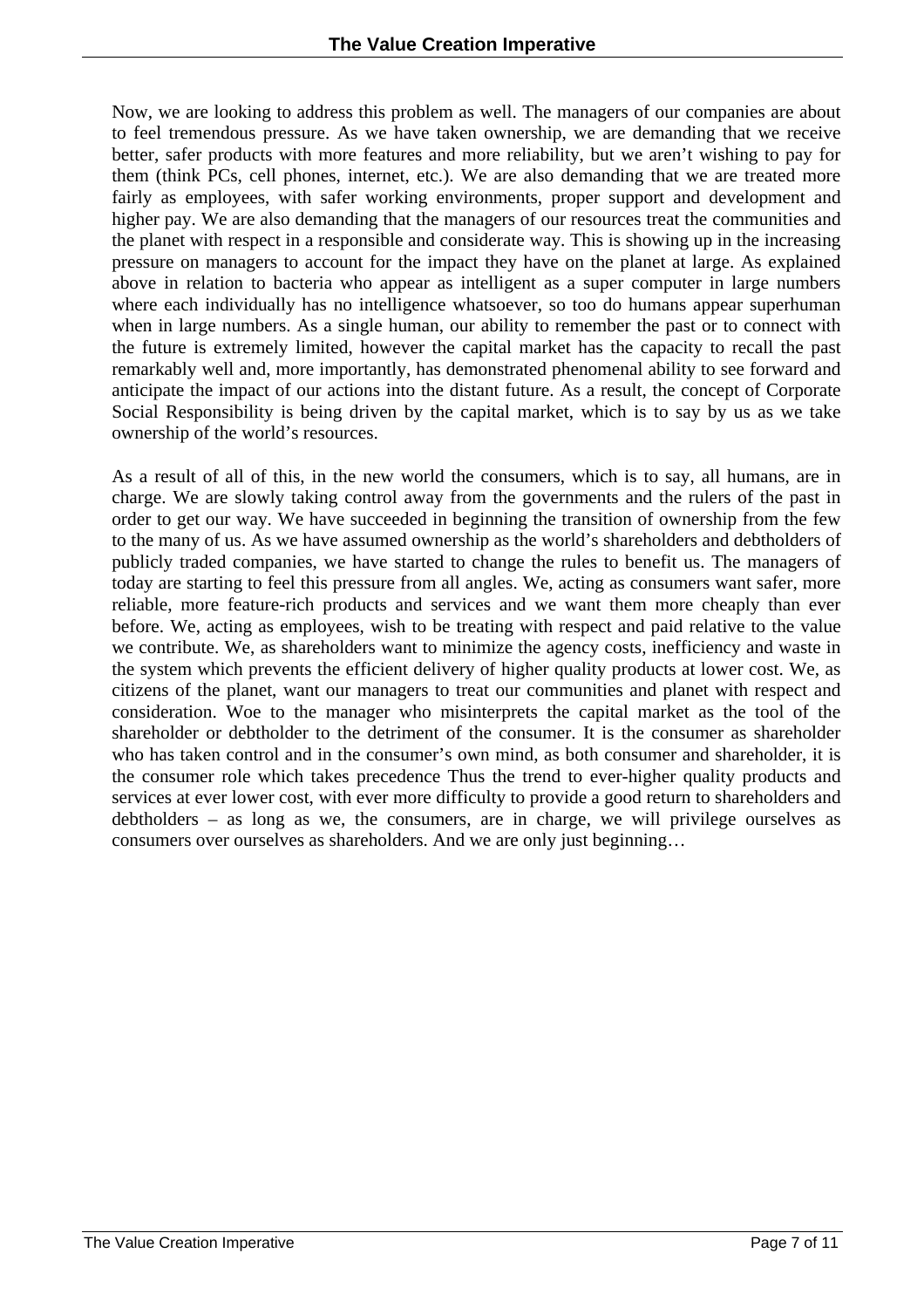Now, we are looking to address this problem as well. The managers of our companies are about to feel tremendous pressure. As we have taken ownership, we are demanding that we receive better, safer products with more features and more reliability, but we aren't wishing to pay for them (think PCs, cell phones, internet, etc.). We are also demanding that we are treated more fairly as employees, with safer working environments, proper support and development and higher pay. We are also demanding that the managers of our resources treat the communities and the planet with respect in a responsible and considerate way. This is showing up in the increasing pressure on managers to account for the impact they have on the planet at large. As explained above in relation to bacteria who appear as intelligent as a super computer in large numbers where each individually has no intelligence whatsoever, so too do humans appear superhuman when in large numbers. As a single human, our ability to remember the past or to connect with the future is extremely limited, however the capital market has the capacity to recall the past remarkably well and, more importantly, has demonstrated phenomenal ability to see forward and anticipate the impact of our actions into the distant future. As a result, the concept of Corporate Social Responsibility is being driven by the capital market, which is to say by us as we take ownership of the world's resources.

As a result of all of this, in the new world the consumers, which is to say, all humans, are in charge. We are slowly taking control away from the governments and the rulers of the past in order to get our way. We have succeeded in beginning the transition of ownership from the few to the many of us. As we have assumed ownership as the world's shareholders and debtholders of publicly traded companies, we have started to change the rules to benefit us. The managers of today are starting to feel this pressure from all angles. We, acting as consumers want safer, more reliable, more feature-rich products and services and we want them more cheaply than ever before. We, acting as employees, wish to be treating with respect and paid relative to the value we contribute. We, as shareholders want to minimize the agency costs, inefficiency and waste in the system which prevents the efficient delivery of higher quality products at lower cost. We, as citizens of the planet, want our managers to treat our communities and planet with respect and consideration. Woe to the manager who misinterprets the capital market as the tool of the shareholder or debtholder to the detriment of the consumer. It is the consumer as shareholder who has taken control and in the consumer's own mind, as both consumer and shareholder, it is the consumer role which takes precedence Thus the trend to ever-higher quality products and services at ever lower cost, with ever more difficulty to provide a good return to shareholders and debtholders – as long as we, the consumers, are in charge, we will privilege ourselves as consumers over ourselves as shareholders. And we are only just beginning…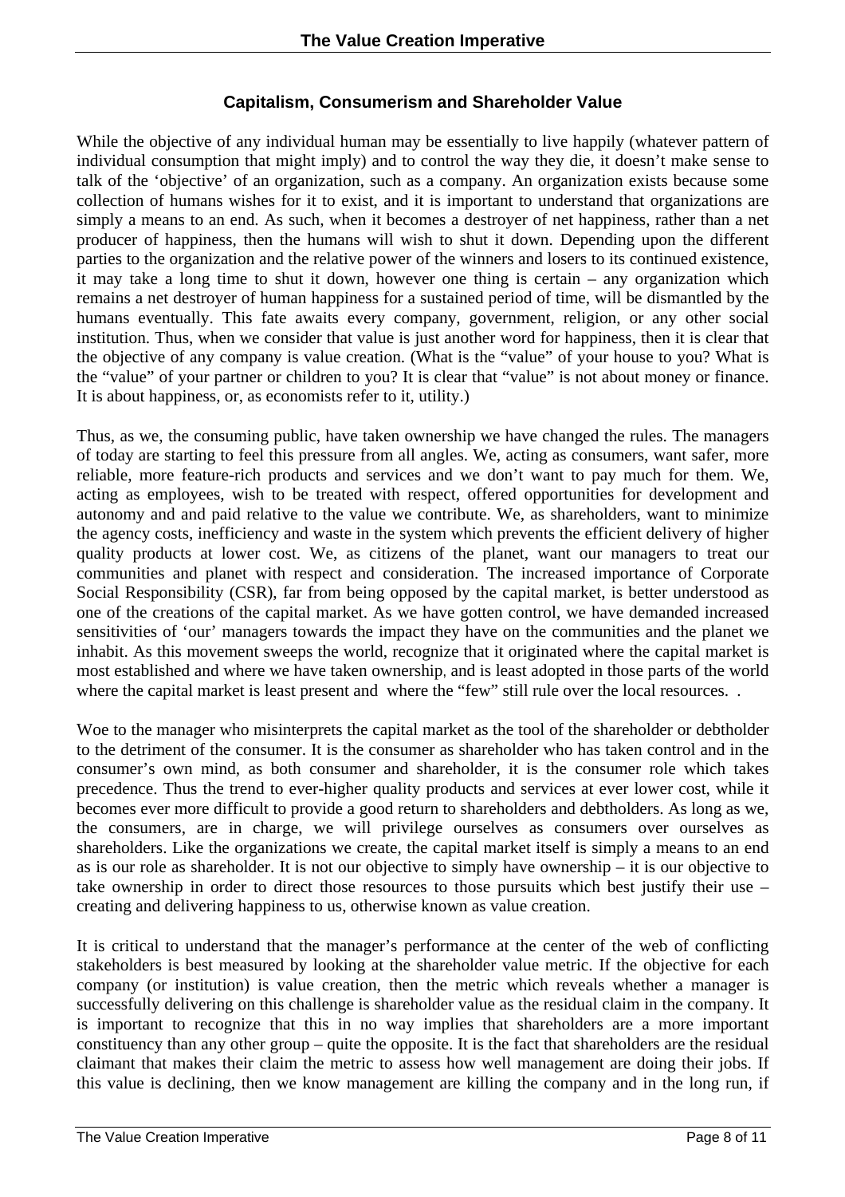## Capitalism, Consumerism and Shareholder Value

While the objective of any individual human may be essentially to live happily (whatever pattern of individual consumption that might imply) and to control the way they die, it doesn't make sense to talk of the 'objective' of an organization, such as a company. An organization exists because some collection of humans wishes for it to exist, and it is important to understand that organizations are simply a means to an end. As such, when it becomes a destroyer of net happiness, rather than a net producer of happiness, then the humans will wish to shut it down. Depending upon the different parties to the organization and the relative power of the winners and losers to its continued existence, it may take a long time to shut it down, however one thing is certain – any organization which remains a net destroyer of human happiness for a sustained period of time, will be dismantled by the humans eventually. This fate awaits every company, government, religion, or any other social institution. Thus, when we consider that value is just another word for happiness, then it is clear that the objective of any company is value creation. (What is the "value" of your house to you? What is the "value" of your partner or children to you? It is clear that "value" is not about money or finance. It is about happiness, or, as economists refer to it, utility.)

Thus, as we, the consuming public, have taken ownership we have changed the rules. The managers of today are starting to feel this pressure from all angles. We, acting as consumers, want safer, more reliable, more feature-rich products and services and we don't want to pay much for them. We, acting as employees, wish to be treated with respect, offered opportunities for development and autonomy and and paid relative to the value we contribute. We, as shareholders, want to minimize the agency costs, inefficiency and waste in the system which prevents the efficient delivery of higher quality products at lower cost. We, as citizens of the planet, want our managers to treat our communities and planet with respect and consideration. The increased importance of Corporate Social Responsibility (CSR), far from being opposed by the capital market, is better understood as one of the creations of the capital market. As we have gotten control, we have demanded increased sensitivities of 'our' managers towards the impact they have on the communities and the planet we inhabit. As this movement sweeps the world, recognize that it originated where the capital market is most established and where we have taken ownership, and is least adopted in those parts of the world where the capital market is least present and where the "few" still rule over the local resources. .

Woe to the manager who misinterprets the capital market as the tool of the shareholder or debtholder to the detriment of the consumer. It is the consumer as shareholder who has taken control and in the consumer's own mind, as both consumer and shareholder, it is the consumer role which takes precedence. Thus the trend to ever-higher quality products and services at ever lower cost, while it becomes ever more difficult to provide a good return to shareholders and debtholders. As long as we, the consumers, are in charge, we will privilege ourselves as consumers over ourselves as shareholders. Like the organizations we create, the capital market itself is simply a means to an end as is our role as shareholder. It is not our objective to simply have ownership – it is our objective to take ownership in order to direct those resources to those pursuits which best justify their use – creating and delivering happiness to us, otherwise known as value creation.

It is critical to understand that the manager's performance at the center of the web of conflicting stakeholders is best measured by looking at the shareholder value metric. If the objective for each company (or institution) is value creation, then the metric which reveals whether a manager is successfully delivering on this challenge is shareholder value as the residual claim in the company. It is important to recognize that this in no way implies that shareholders are a more important constituency than any other group – quite the opposite. It is the fact that shareholders are the residual claimant that makes their claim the metric to assess how well management are doing their jobs. If this value is declining, then we know management are killing the company and in the long run, if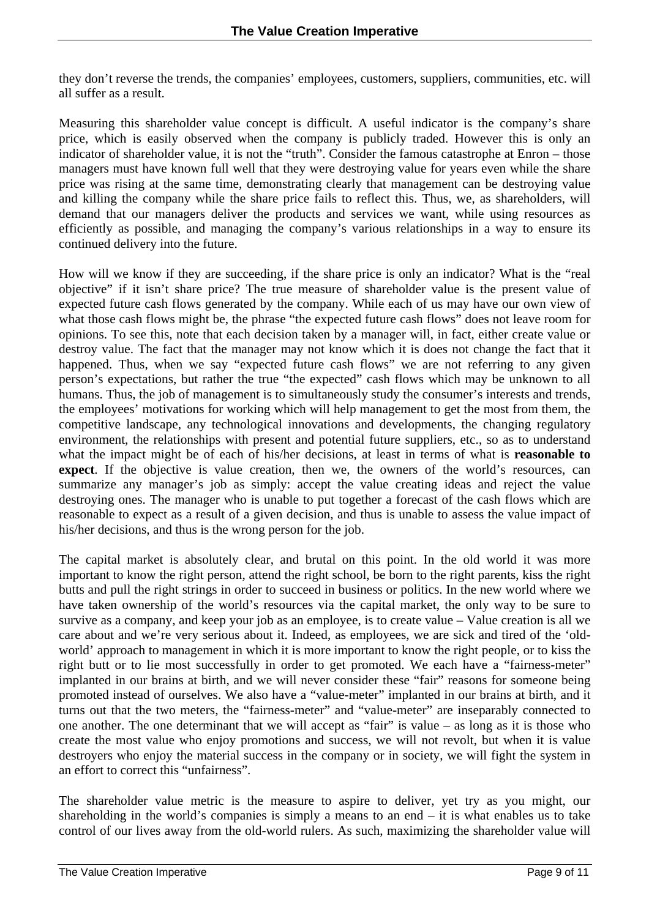they don't reverse the trends, the companies' employees, customers, suppliers, communities, etc. will all suffer as a result.

Measuring this shareholder value concept is difficult. A useful indicator is the company's share price, which is easily observed when the company is publicly traded. However this is only an indicator of shareholder value, it is not the "truth". Consider the famous catastrophe at Enron – those managers must have known full well that they were destroying value for years even while the share price was rising at the same time, demonstrating clearly that management can be destroying value and killing the company while the share price fails to reflect this. Thus, we, as shareholders, will demand that our managers deliver the products and services we want, while using resources as efficiently as possible, and managing the company's various relationships in a way to ensure its continued delivery into the future.

How will we know if they are succeeding, if the share price is only an indicator? What is the "real objective" if it isn't share price? The true measure of shareholder value is the present value of expected future cash flows generated by the company. While each of us may have our own view of what those cash flows might be, the phrase "the expected future cash flows" does not leave room for opinions. To see this, note that each decision taken by a manager will, in fact, either create value or destroy value. The fact that the manager may not know which it is does not change the fact that it happened. Thus, when we say "expected future cash flows" we are not referring to any given person's expectations, but rather the true "the expected" cash flows which may be unknown to all humans. Thus, the job of management is to simultaneously study the consumer's interests and trends, the employees' motivations for working which will help management to get the most from them, the competitive landscape, any technological innovations and developments, the changing regulatory environment, the relationships with present and potential future suppliers, etc., so as to understand what the impact might be of each of his/her decisions, at least in terms of what is **reasonable to expect**. If the objective is value creation, then we, the owners of the world's resources, can summarize any manager's job as simply: accept the value creating ideas and reject the value destroying ones. The manager who is unable to put together a forecast of the cash flows which are reasonable to expect as a result of a given decision, and thus is unable to assess the value impact of his/her decisions, and thus is the wrong person for the job.

The capital market is absolutely clear, and brutal on this point. In the old world it was more important to know the right person, attend the right school, be born to the right parents, kiss the right butts and pull the right strings in order to succeed in business or politics. In the new world where we have taken ownership of the world's resources via the capital market, the only way to be sure to survive as a company, and keep your job as an employee, is to create value – Value creation is all we care about and we're very serious about it. Indeed, as employees, we are sick and tired of the 'old-world' approach to management in which it is more important to know the right people, or to kiss the right butt or to lie most successfully in order to get promoted. We each have a "fairness-meter" implanted in our brains at birth, and we will never consider these "fair" reasons for someone being promoted instead of ourselves. We also have a "value-meter" implanted in our brains at birth, and it turns out that the two meters, the "fairness-meter" and "value-meter" are inseparably connected to one another. The one determinant that we will accept as "fair" is value – as long as it is those who create the most value who enjoy promotions and success, we will not revolt, but when it is value destroyers who enjoy the material success in the company or in society, we will fight the system in an effort to correct this "unfairness".

The shareholder value metric is the measure to aspire to deliver, yet try as you might, our shareholding in the world's companies is simply a means to an end – it is what enables us to take control of our lives away from the old-world rulers. As such, maximizing the shareholder value will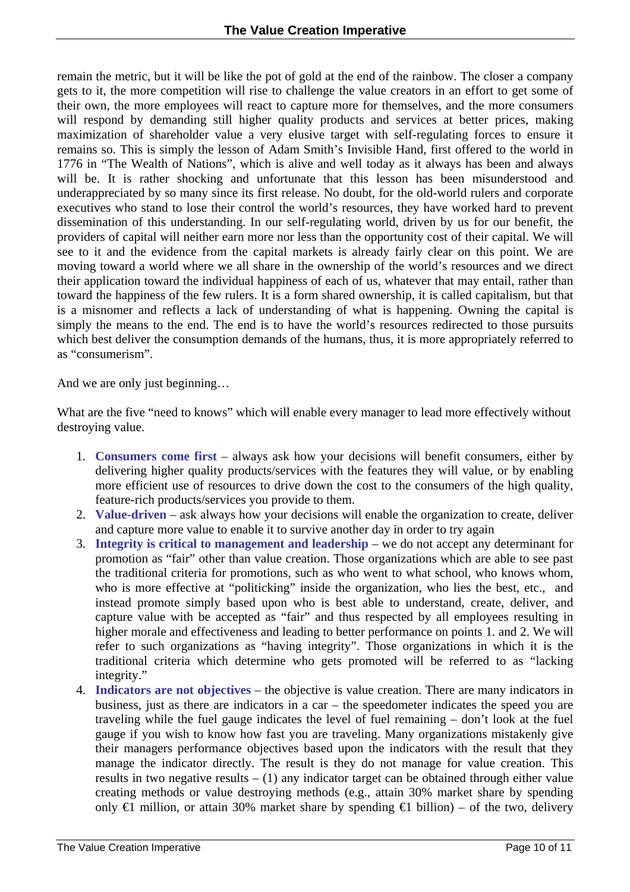remain the metric, but it will be like the pot of gold at the end of the rainbow. The closer a company gets to it, the more competition will rise to challenge the value creators in an effort to get some of their own, the more employees will react to capture more for themselves, and the more consumers will respond by demanding still higher quality products and services at better prices, making maximization of shareholder value a very elusive target with self-regulating forces to ensure it remains so. This is simply the lesson of Adam Smith's Invisible Hand, first offered to the world in 1776 in "The Wealth of Nations", which is alive and well today as it always has been and always will be. It is rather shocking and unfortunate that this lesson has been misunderstood and underappreciated by so many since its first release. No doubt, for the old-world rulers and corporate executives who stand to lose their control the world's resources, they have worked hard to prevent dissemination of this understanding. In our self-regulating world, driven by us for our benefit, the providers of capital will neither earn more nor less than the opportunity cost of their capital. We will see to it and the evidence from the capital markets is already fairly clear on this point. We are moving toward a world where we all share in the ownership of the world's resources and we direct their application toward the individual happiness of each of us, whatever that may entail, rather than toward the happiness of the few rulers. It is a form shared ownership, it is called capitalism, but that is a misnomer and reflects a lack of understanding of what is happening. Owning the capital is simply the means to the end. The end is to have the world's resources redirected to those pursuits which best deliver the consumption demands of the humans, thus, it is more appropriately referred to as "consumerism".

And we are only just beginning…

What are the five "need to knows" which will enable every manager to lead more effectively without destroying value.

1. **Consumers come first** – always ask how your decisions will benefit consumers, either by delivering higher quality products/services with the features they will value, or by enabling more efficient use of resources to drive down the cost to the consumers of the high quality, feature-rich products/services you provide to them.
2. **Value-driven** – ask always how your decisions will enable the organization to create, deliver and capture more value to enable it to survive another day in order to try again
3. **Integrity is critical to management and leadership** – we do not accept any determinant for promotion as "fair" other than value creation. Those organizations which are able to see past the traditional criteria for promotions, such as who went to what school, who knows whom, who is more effective at "politicking" inside the organization, who lies the best, etc., and instead promote simply based upon who is best able to understand, create, deliver, and capture value with be accepted as "fair" and thus respected by all employees resulting in higher morale and effectiveness and leading to better performance on points 1. and 2. We will refer to such organizations as "having integrity". Those organizations in which it is the traditional criteria which determine who gets promoted will be referred to as "lacking integrity."
4. **Indicators are not objectives** – the objective is value creation. There are many indicators in business, just as there are indicators in a car – the speedometer indicates the speed you are traveling while the fuel gauge indicates the level of fuel remaining – don't look at the fuel gauge if you wish to know how fast you are traveling. Many organizations mistakenly give their managers performance objectives based upon the indicators with the result that they manage the indicator directly. The result is they do not manage for value creation. This results in two negative results – (1) any indicator target can be obtained through either value creating methods or value destroying methods (e.g., attain 30% market share by spending only €1 million, or attain 30% market share by spending €1 billion) – of the two, delivery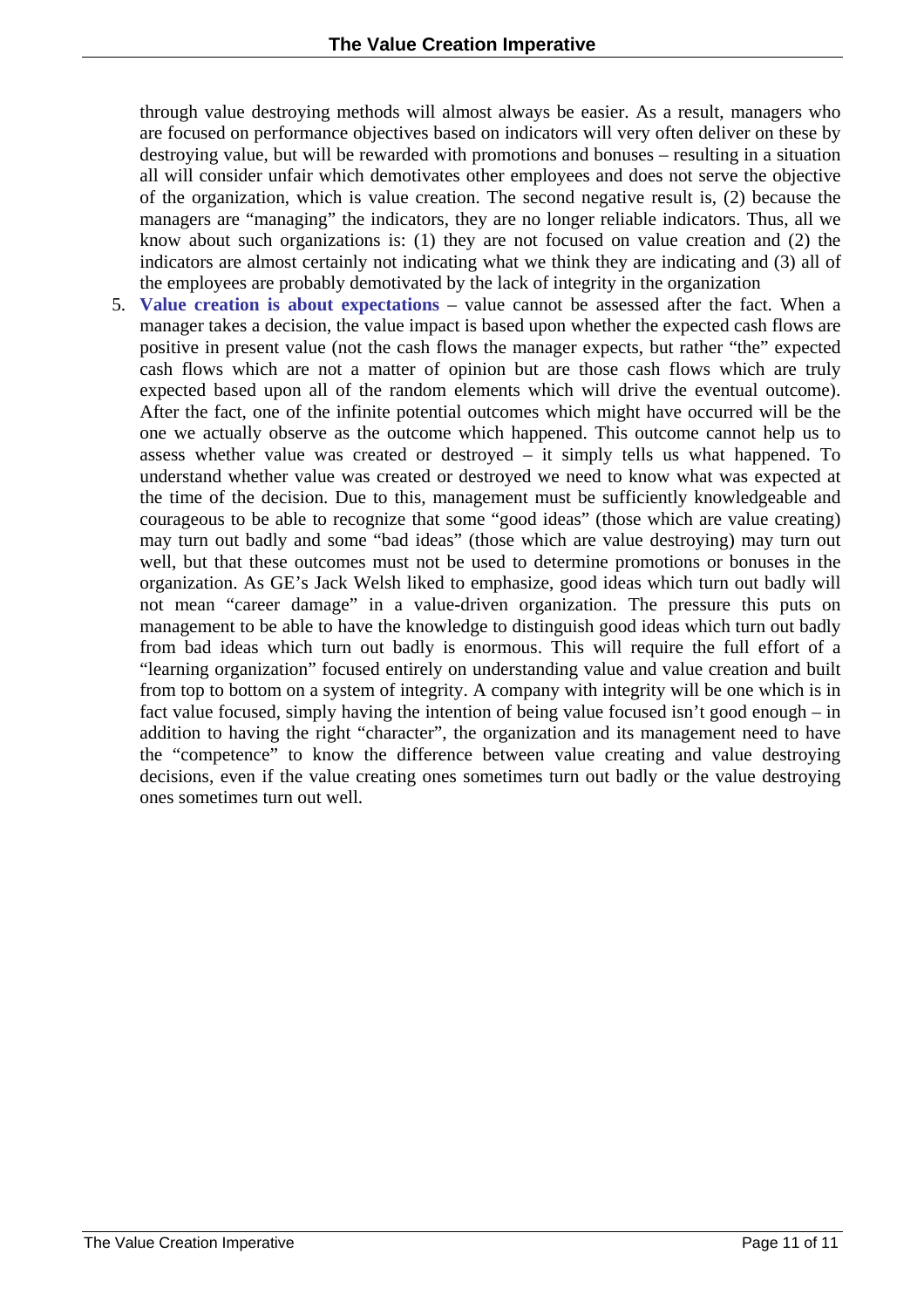through value destroying methods will almost always be easier. As a result, managers who are focused on performance objectives based on indicators will very often deliver on these by destroying value, but will be rewarded with promotions and bonuses – resulting in a situation all will consider unfair which demotivates other employees and does not serve the objective of the organization, which is value creation. The second negative result is, (2) because the managers are "managing" the indicators, they are no longer reliable indicators. Thus, all we know about such organizations is: (1) they are not focused on value creation and (2) the indicators are almost certainly not indicating what we think they are indicating and (3) all of the employees are probably demotivated by the lack of integrity in the organization

5. **Value creation is about expectations** – value cannot be assessed after the fact. When a manager takes a decision, the value impact is based upon whether the expected cash flows are positive in present value (not the cash flows the manager expects, but rather "the" expected cash flows which are not a matter of opinion but are those cash flows which are truly expected based upon all of the random elements which will drive the eventual outcome). After the fact, one of the infinite potential outcomes which might have occurred will be the one we actually observe as the outcome which happened. This outcome cannot help us to assess whether value was created or destroyed – it simply tells us what happened. To understand whether value was created or destroyed we need to know what was expected at the time of the decision. Due to this, management must be sufficiently knowledgeable and courageous to be able to recognize that some "good ideas" (those which are value creating) may turn out badly and some "bad ideas" (those which are value destroying) may turn out well, but that these outcomes must not be used to determine promotions or bonuses in the organization. As GE's Jack Welsh liked to emphasize, good ideas which turn out badly will not mean "career damage" in a value-driven organization. The pressure this puts on management to be able to have the knowledge to distinguish good ideas which turn out badly from bad ideas which turn out badly is enormous. This will require the full effort of a "learning organization" focused entirely on understanding value and value creation and built from top to bottom on a system of integrity. A company with integrity will be one which is in fact value focused, simply having the intention of being value focused isn't good enough – in addition to having the right "character", the organization and its management need to have the "competence" to know the difference between value creating and value destroying decisions, even if the value creating ones sometimes turn out badly or the value destroying ones sometimes turn out well.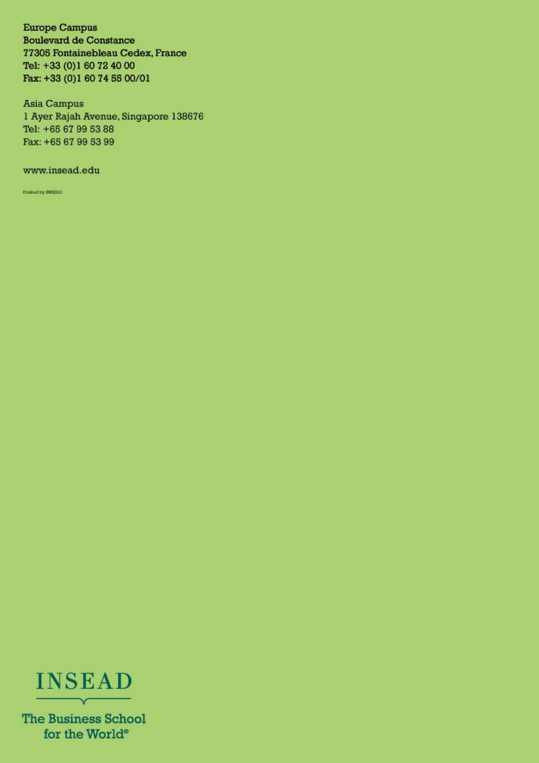**Europe Campus**
**Boulevard de Constance**
**77305 Fontainebleau Cedex, France**
**Tel: +33 (0)1 60 72 40 00**
**Fax: +33 (0)1 60 74 55 00/01**

Asia Campus
1 Ayer Rajah Avenue, Singapore 138676
Tel: +65 67 99 53 88
Fax: +65 67 99 53 99

www.insead.edu

Printed by INSEAD

INSEAD

The Business School for the World®